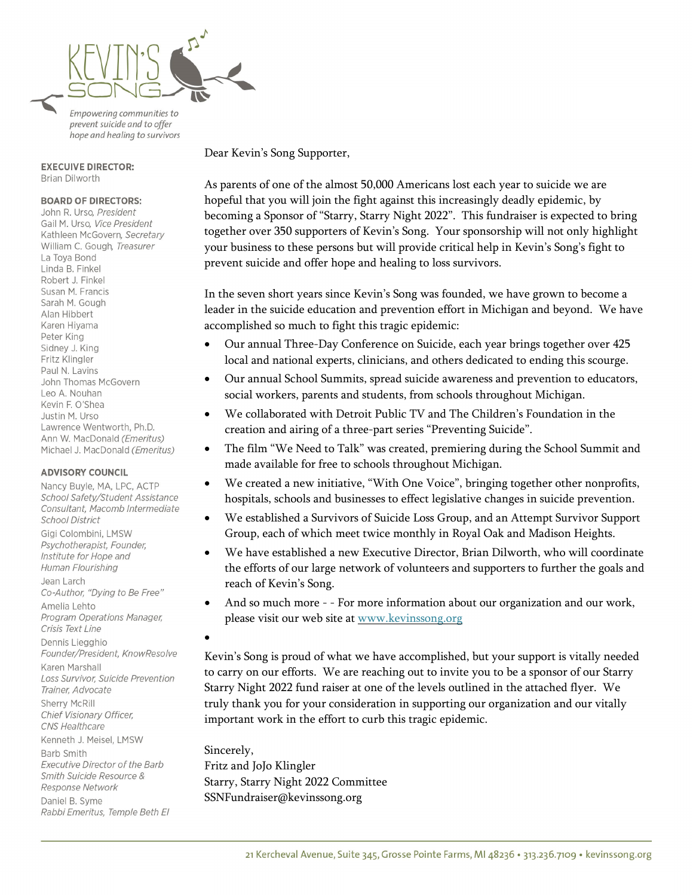KEVIN'S SONG

*Empowering communities to prevent suicide and to offer hope and healing to survivors*

**EXECUTIVE DIRECTOR:**
Brian Dilworth

**BOARD OF DIRECTORS:**
John R. Urso, *President*
Gail M. Urso, *Vice President*
Kathleen McGovern, *Secretary*
William C. Gough, *Treasurer*
La Toya Bond
Linda B. Finkel
Robert J. Finkel
Susan M. Francis
Sarah M. Gough
Alan Hibbert
Karen Hiyama
Peter King
Sidney J. King
Fritz Klingler
Paul N. Lavins
John Thomas McGovern
Leo A. Nouhan
Kevin F. O'Shea
Justin M. Urso
Lawrence Wentworth, Ph.D.
Ann W. MacDonald *(Emeritus)*
Michael J. MacDonald *(Emeritus)*

**ADVISORY COUNCIL**
Nancy Buyle, MA, LPC, ACTP
*School Safety/Student Assistance Consultant, Macomb Intermediate School District*
Gigi Colombini, LMSW
*Psychotherapist, Founder, Institute for Hope and Human Flourishing*
Jean Larch
*Co-Author, "Dying to Be Free"*
Amelia Lehto
*Program Operations Manager, Crisis Text Line*
Dennis Liegghio
*Founder/President, KnowResolve*
Karen Marshall
*Loss Survivor, Suicide Prevention Trainer, Advocate*
Sherry McRill
*Chief Visionary Officer, CNS Healthcare*
Kenneth J. Meisel, LMSW
Barb Smith
*Executive Director of the Barb Smith Suicide Resource & Response Network*
Daniel B. Syme
*Rabbi Emeritus, Temple Beth El*

Dear Kevin's Song Supporter,

As parents of one of the almost 50,000 Americans lost each year to suicide we are hopeful that you will join the fight against this increasingly deadly epidemic, by becoming a Sponsor of "Starry, Starry Night 2022". This fundraiser is expected to bring together over 350 supporters of Kevin's Song. Your sponsorship will not only highlight your business to these persons but will provide critical help in Kevin's Song's fight to prevent suicide and offer hope and healing to loss survivors.

In the seven short years since Kevin's Song was founded, we have grown to become a leader in the suicide education and prevention effort in Michigan and beyond. We have accomplished so much to fight this tragic epidemic:

- Our annual Three-Day Conference on Suicide, each year brings together over 425 local and national experts, clinicians, and others dedicated to ending this scourge.
- Our annual School Summits, spread suicide awareness and prevention to educators, social workers, parents and students, from schools throughout Michigan.
- We collaborated with Detroit Public TV and The Children's Foundation in the creation and airing of a three-part series "Preventing Suicide".
- The film "We Need to Talk" was created, premiering during the School Summit and made available for free to schools throughout Michigan.
- We created a new initiative, "With One Voice", bringing together other nonprofits, hospitals, schools and businesses to effect legislative changes in suicide prevention.
- We established a Survivors of Suicide Loss Group, and an Attempt Survivor Support Group, each of which meet twice monthly in Royal Oak and Madison Heights.
- We have established a new Executive Director, Brian Dilworth, who will coordinate the efforts of our large network of volunteers and supporters to further the goals and reach of Kevin's Song.
- And so much more - - For more information about our organization and our work, please visit our web site at [www.kevinssong.org](http://www.kevinssong.org)

Kevin's Song is proud of what we have accomplished, but your support is vitally needed to carry on our efforts. We are reaching out to invite you to be a sponsor of our Starry Starry Night 2022 fund raiser at one of the levels outlined in the attached flyer. We truly thank you for your consideration in supporting our organization and our vitally important work in the effort to curb this tragic epidemic.

Sincerely,
Fritz and JoJo Klingler
Starry, Starry Night 2022 Committee
SSNFundraiser@kevinssong.org

21 Kercheval Avenue, Suite 345, Grosse Pointe Farms, MI 48236 • 313.236.7109 • kevinssong.org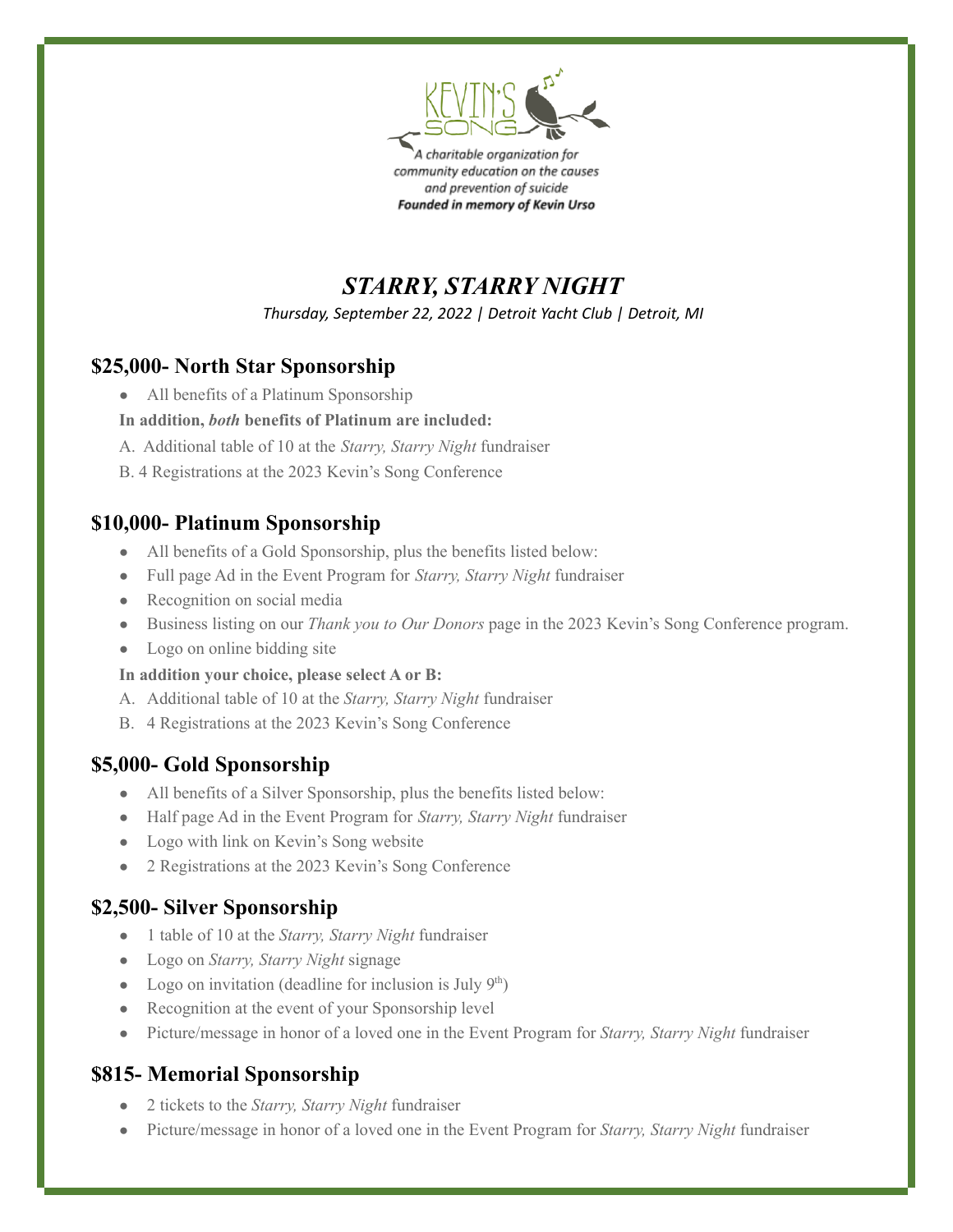A charitable organization for community education on the causes and prevention of suicide
**Founded in memory of Kevin Urso**

# *STARRY, STARRY NIGHT*

*Thursday, September 22, 2022 | Detroit Yacht Club | Detroit, MI*

## $25,000- North Star Sponsorship

- All benefits of a Platinum Sponsorship

**In addition, *both* benefits of Platinum are included:**

A. Additional table of 10 at the *Starry, Starry Night* fundraiser
B. 4 Registrations at the 2023 Kevin's Song Conference

## $10,000- Platinum Sponsorship

- All benefits of a Gold Sponsorship, plus the benefits listed below:
- Full page Ad in the Event Program for *Starry, Starry Night* fundraiser
- Recognition on social media
- Business listing on our *Thank you to Our Donors* page in the 2023 Kevin's Song Conference program.
- Logo on online bidding site

**In addition your choice, please select A or B:**

A. Additional table of 10 at the *Starry, Starry Night* fundraiser
B. 4 Registrations at the 2023 Kevin's Song Conference

## $5,000- Gold Sponsorship

- All benefits of a Silver Sponsorship, plus the benefits listed below:
- Half page Ad in the Event Program for *Starry, Starry Night* fundraiser
- Logo with link on Kevin's Song website
- 2 Registrations at the 2023 Kevin's Song Conference

## $2,500- Silver Sponsorship

- 1 table of 10 at the *Starry, Starry Night* fundraiser
- Logo on *Starry, Starry Night* signage
- Logo on invitation (deadline for inclusion is July 9th)
- Recognition at the event of your Sponsorship level
- Picture/message in honor of a loved one in the Event Program for *Starry, Starry Night* fundraiser

## $815- Memorial Sponsorship

- 2 tickets to the *Starry, Starry Night* fundraiser
- Picture/message in honor of a loved one in the Event Program for *Starry, Starry Night* fundraiser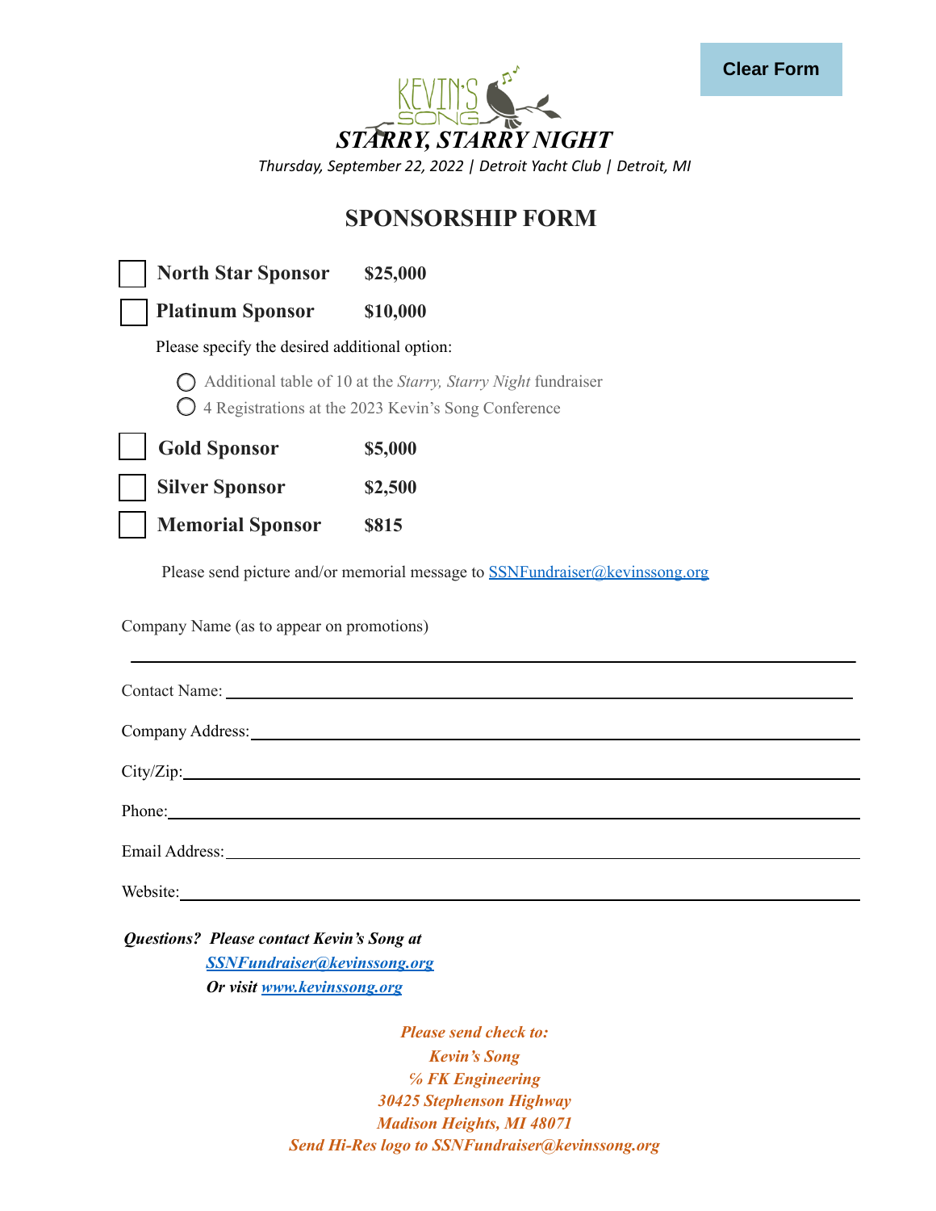Clear Form

KEVIN'S SONG

# *STARRY, STARRY NIGHT*

*Thursday, September 22, 2022 | Detroit Yacht Club | Detroit, MI*

## SPONSORSHIP FORM

- ☐ **North Star Sponsor** **$25,000**
- ☐ **Platinum Sponsor** **$10,000**

Please specify the desired additional option:

- ◯ Additional table of 10 at the *Starry, Starry Night* fundraiser
- ◯ 4 Registrations at the 2023 Kevin's Song Conference

- ☐ **Gold Sponsor** **$5,000**
- ☐ **Silver Sponsor** **$2,500**
- ☐ **Memorial Sponsor** **$815**

Please send picture and/or memorial message to SSNFundraiser@kevinssong.org

Company Name (as to appear on promotions)

______________________________________________

Contact Name: ______________________________________________

Company Address: ______________________________________________

City/Zip: ______________________________________________

Phone: ______________________________________________

Email Address: ______________________________________________

Website: ______________________________________________

***Questions? Please contact Kevin's Song at***
***SSNFundraiser@kevinssong.org***
***Or visit www.kevinssong.org***

***Please send check to:***
***Kevin's Song***
***℅ FK Engineering***
***30425 Stephenson Highway***
***Madison Heights, MI 48071***
***Send Hi-Res logo to SSNFundraiser@kevinssong.org***